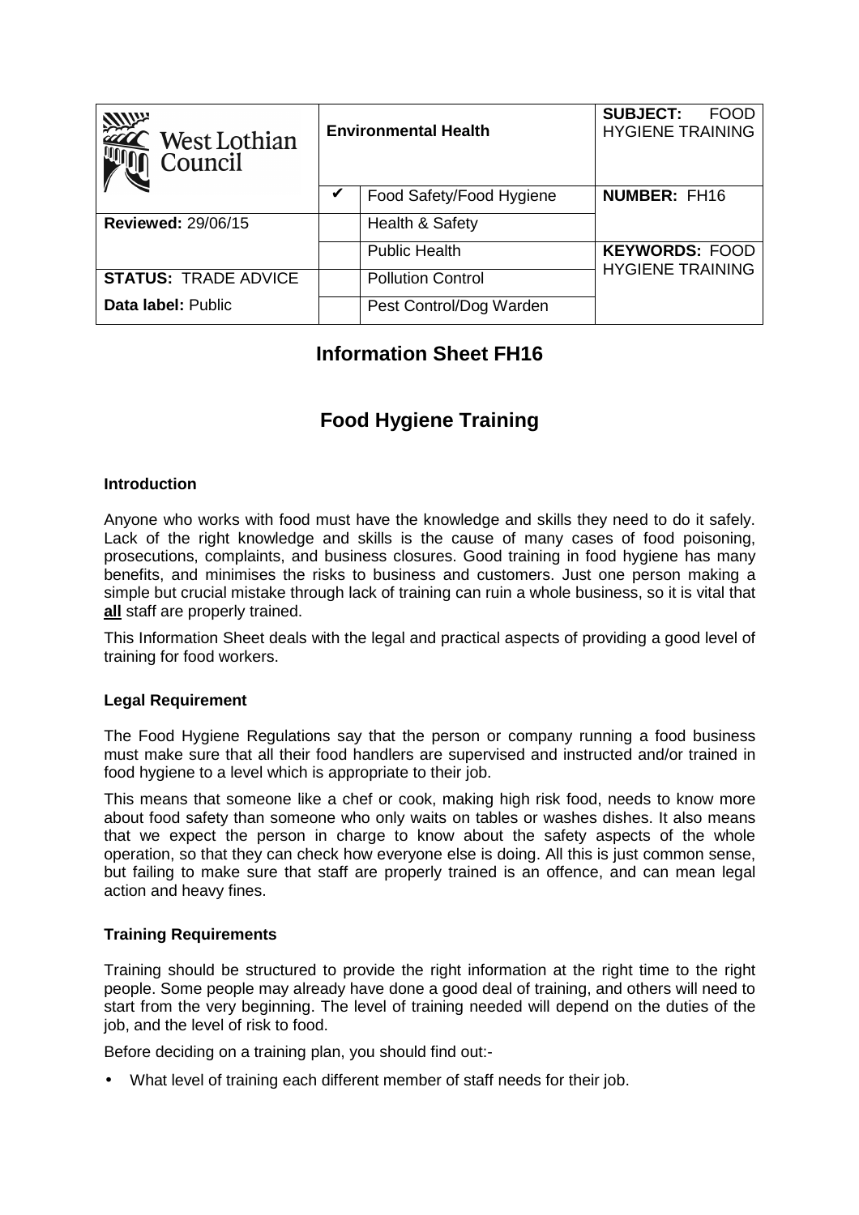| West Lothian Council | Environmental Health | | SUBJECT: FOOD HYGIENE TRAINING |
|---|---|---|---|
| | ✔ | Food Safety/Food Hygiene | **NUMBER:** FH16 |
| **Reviewed:** 29/06/15 | | Health & Safety | |
| | | Public Health | **KEYWORDS:** FOOD HYGIENE TRAINING |
| **STATUS:** TRADE ADVICE | | Pollution Control | |
| **Data label:** Public | | Pest Control/Dog Warden | |

# Information Sheet FH16

# Food Hygiene Training

### Introduction

Anyone who works with food must have the knowledge and skills they need to do it safely. Lack of the right knowledge and skills is the cause of many cases of food poisoning, prosecutions, complaints, and business closures. Good training in food hygiene has many benefits, and minimises the risks to business and customers. Just one person making a simple but crucial mistake through lack of training can ruin a whole business, so it is vital that **all** staff are properly trained.

This Information Sheet deals with the legal and practical aspects of providing a good level of training for food workers.

### Legal Requirement

The Food Hygiene Regulations say that the person or company running a food business must make sure that all their food handlers are supervised and instructed and/or trained in food hygiene to a level which is appropriate to their job.

This means that someone like a chef or cook, making high risk food, needs to know more about food safety than someone who only waits on tables or washes dishes. It also means that we expect the person in charge to know about the safety aspects of the whole operation, so that they can check how everyone else is doing. All this is just common sense, but failing to make sure that staff are properly trained is an offence, and can mean legal action and heavy fines.

### Training Requirements

Training should be structured to provide the right information at the right time to the right people. Some people may already have done a good deal of training, and others will need to start from the very beginning. The level of training needed will depend on the duties of the job, and the level of risk to food.

Before deciding on a training plan, you should find out:-

- What level of training each different member of staff needs for their job.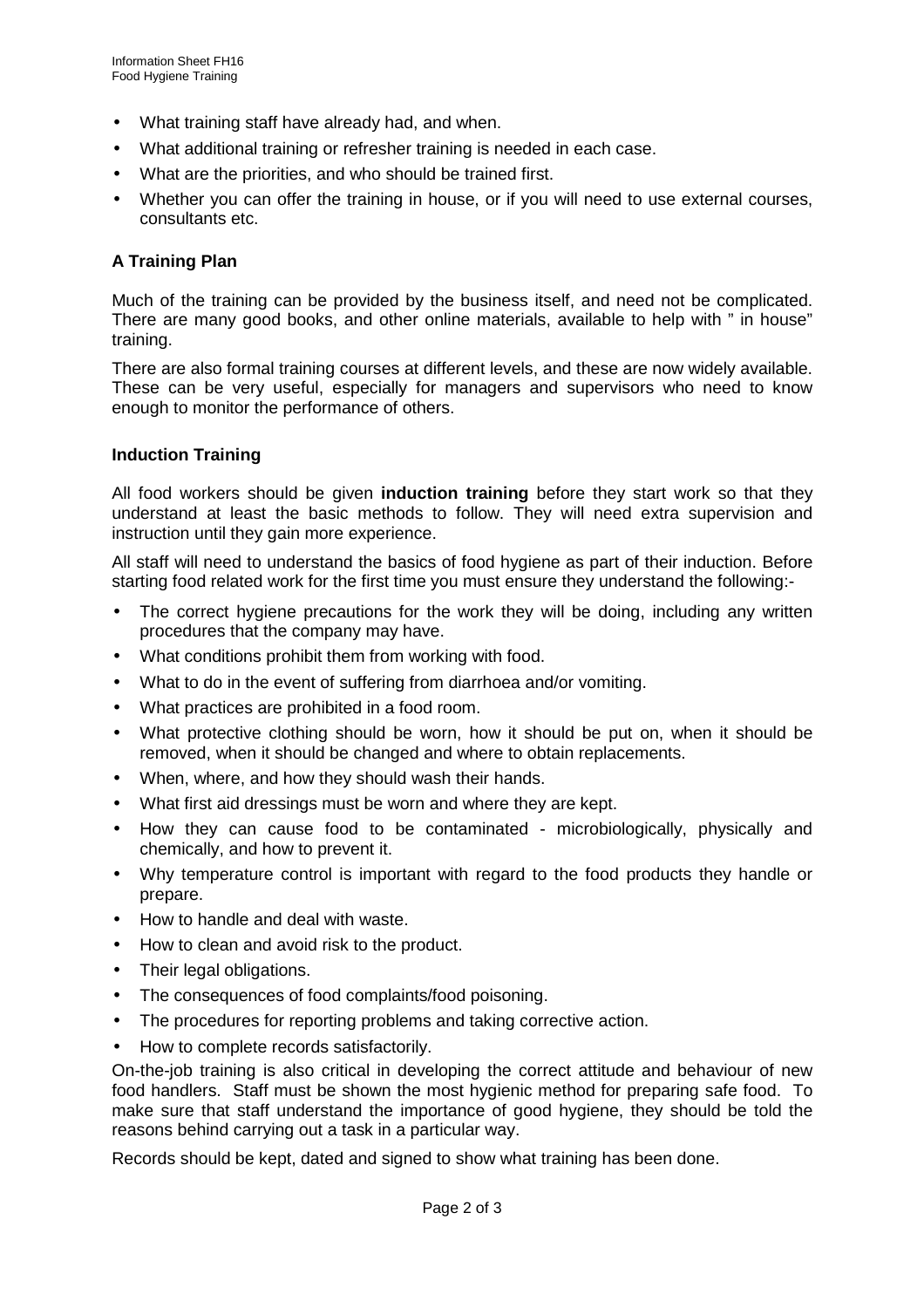- What training staff have already had, and when.
- What additional training or refresher training is needed in each case.
- What are the priorities, and who should be trained first.
- Whether you can offer the training in house, or if you will need to use external courses, consultants etc.

**A Training Plan**

Much of the training can be provided by the business itself, and need not be complicated. There are many good books, and other online materials, available to help with " in house" training.

There are also formal training courses at different levels, and these are now widely available. These can be very useful, especially for managers and supervisors who need to know enough to monitor the performance of others.

**Induction Training**

All food workers should be given **induction training** before they start work so that they understand at least the basic methods to follow. They will need extra supervision and instruction until they gain more experience.

All staff will need to understand the basics of food hygiene as part of their induction. Before starting food related work for the first time you must ensure they understand the following:-

- The correct hygiene precautions for the work they will be doing, including any written procedures that the company may have.
- What conditions prohibit them from working with food.
- What to do in the event of suffering from diarrhoea and/or vomiting.
- What practices are prohibited in a food room.
- What protective clothing should be worn, how it should be put on, when it should be removed, when it should be changed and where to obtain replacements.
- When, where, and how they should wash their hands.
- What first aid dressings must be worn and where they are kept.
- How they can cause food to be contaminated - microbiologically, physically and chemically, and how to prevent it.
- Why temperature control is important with regard to the food products they handle or prepare.
- How to handle and deal with waste.
- How to clean and avoid risk to the product.
- Their legal obligations.
- The consequences of food complaints/food poisoning.
- The procedures for reporting problems and taking corrective action.
- How to complete records satisfactorily.

On-the-job training is also critical in developing the correct attitude and behaviour of new food handlers. Staff must be shown the most hygienic method for preparing safe food. To make sure that staff understand the importance of good hygiene, they should be told the reasons behind carrying out a task in a particular way.

Records should be kept, dated and signed to show what training has been done.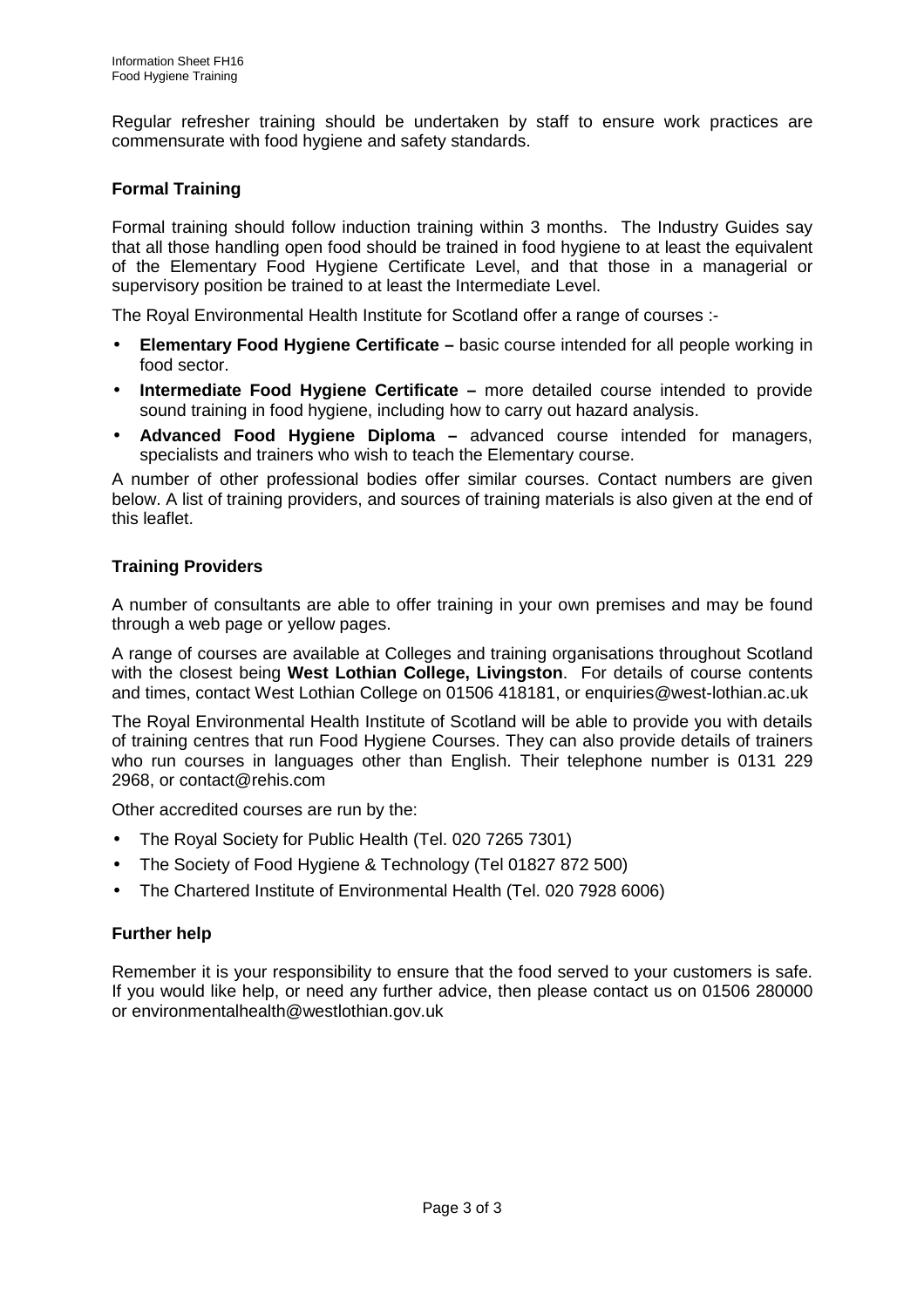Regular refresher training should be undertaken by staff to ensure work practices are commensurate with food hygiene and safety standards.

### Formal Training

Formal training should follow induction training within 3 months. The Industry Guides say that all those handling open food should be trained in food hygiene to at least the equivalent of the Elementary Food Hygiene Certificate Level, and that those in a managerial or supervisory position be trained to at least the Intermediate Level.

The Royal Environmental Health Institute for Scotland offer a range of courses :-

- **Elementary Food Hygiene Certificate –** basic course intended for all people working in food sector.
- **Intermediate Food Hygiene Certificate –** more detailed course intended to provide sound training in food hygiene, including how to carry out hazard analysis.
- **Advanced Food Hygiene Diploma –** advanced course intended for managers, specialists and trainers who wish to teach the Elementary course.

A number of other professional bodies offer similar courses. Contact numbers are given below. A list of training providers, and sources of training materials is also given at the end of this leaflet.

### Training Providers

A number of consultants are able to offer training in your own premises and may be found through a web page or yellow pages.

A range of courses are available at Colleges and training organisations throughout Scotland with the closest being **West Lothian College, Livingston**. For details of course contents and times, contact West Lothian College on 01506 418181, or enquiries@west-lothian.ac.uk

The Royal Environmental Health Institute of Scotland will be able to provide you with details of training centres that run Food Hygiene Courses. They can also provide details of trainers who run courses in languages other than English. Their telephone number is 0131 229 2968, or contact@rehis.com

Other accredited courses are run by the:

- The Royal Society for Public Health (Tel. 020 7265 7301)
- The Society of Food Hygiene & Technology (Tel 01827 872 500)
- The Chartered Institute of Environmental Health (Tel. 020 7928 6006)

### Further help

Remember it is your responsibility to ensure that the food served to your customers is safe. If you would like help, or need any further advice, then please contact us on 01506 280000 or environmentalhealth@westlothian.gov.uk